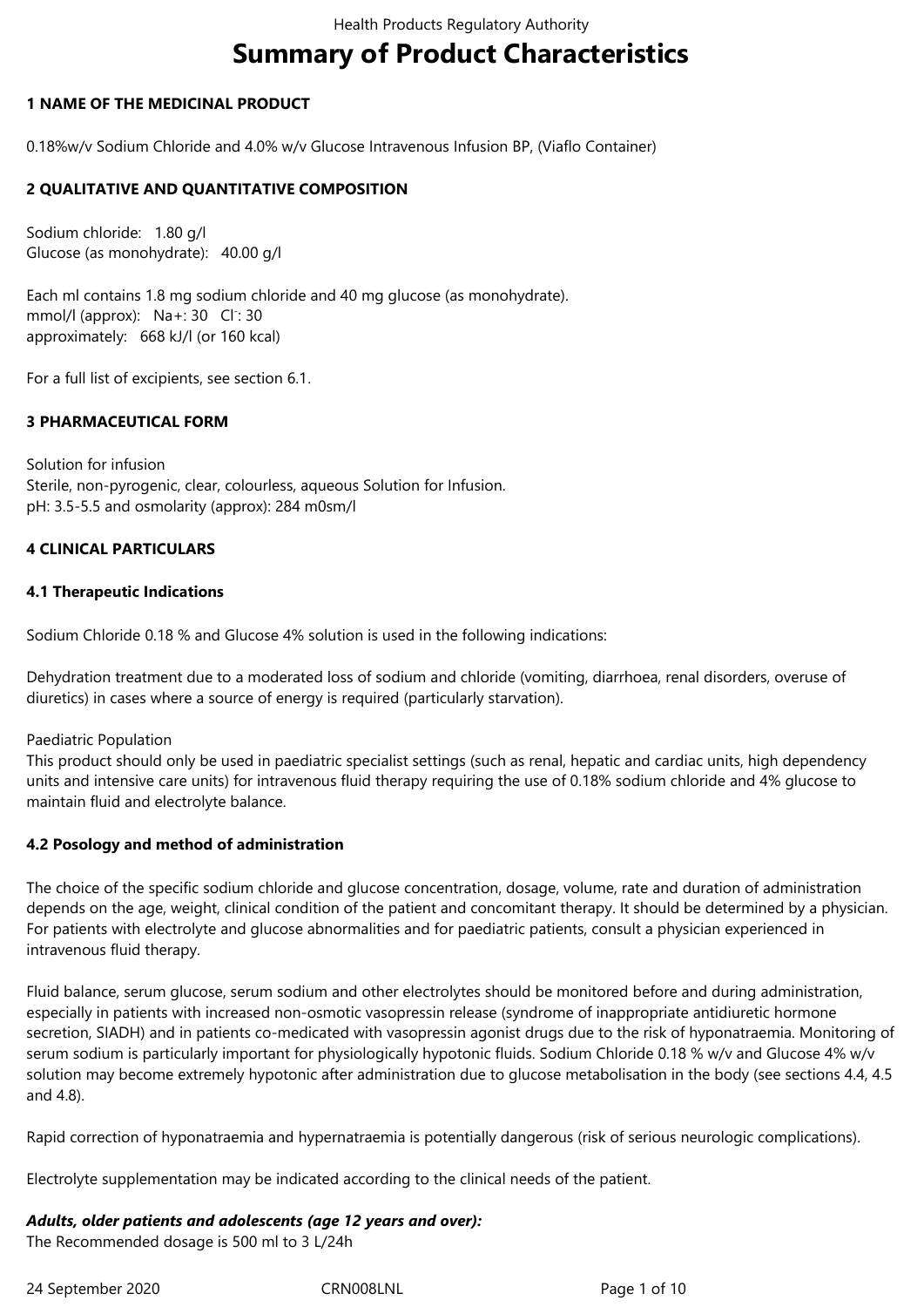# Summary of Product Characteristics

## 1 NAME OF THE MEDICINAL PRODUCT

0.18%w/v Sodium Chloride and 4.0% w/v Glucose Intravenous Infusion BP, (Viaflo Container)

## 2 QUALITATIVE AND QUANTITATIVE COMPOSITION

Sodium chloride: 1.80 g/l
Glucose (as monohydrate): 40.00 g/l

Each ml contains 1.8 mg sodium chloride and 40 mg glucose (as monohydrate).
mmol/l (approx): $Na^{+}$: 30 $Cl^{-}$: 30
approximately: 668 kJ/l (or 160 kcal)

For a full list of excipients, see section 6.1.

## 3 PHARMACEUTICAL FORM

Solution for infusion
Sterile, non-pyrogenic, clear, colourless, aqueous Solution for Infusion.
pH: 3.5-5.5 and osmolarity (approx): 284 m0sm/l

## 4 CLINICAL PARTICULARS

### 4.1 Therapeutic Indications

Sodium Chloride 0.18 % and Glucose 4% solution is used in the following indications:

Dehydration treatment due to a moderated loss of sodium and chloride (vomiting, diarrhoea, renal disorders, overuse of diuretics) in cases where a source of energy is required (particularly starvation).

Paediatric Population
This product should only be used in paediatric specialist settings (such as renal, hepatic and cardiac units, high dependency units and intensive care units) for intravenous fluid therapy requiring the use of 0.18% sodium chloride and 4% glucose to maintain fluid and electrolyte balance.

### 4.2 Posology and method of administration

The choice of the specific sodium chloride and glucose concentration, dosage, volume, rate and duration of administration depends on the age, weight, clinical condition of the patient and concomitant therapy. It should be determined by a physician. For patients with electrolyte and glucose abnormalities and for paediatric patients, consult a physician experienced in intravenous fluid therapy.

Fluid balance, serum glucose, serum sodium and other electrolytes should be monitored before and during administration, especially in patients with increased non-osmotic vasopressin release (syndrome of inappropriate antidiuretic hormone secretion, SIADH) and in patients co-medicated with vasopressin agonist drugs due to the risk of hyponatraemia. Monitoring of serum sodium is particularly important for physiologically hypotonic fluids. Sodium Chloride 0.18 % w/v and Glucose 4% w/v solution may become extremely hypotonic after administration due to glucose metabolisation in the body (see sections 4.4, 4.5 and 4.8).

Rapid correction of hyponatraemia and hypernatraemia is potentially dangerous (risk of serious neurologic complications).

Electrolyte supplementation may be indicated according to the clinical needs of the patient.

***Adults, older patients and adolescents (age 12 years and over):***
The Recommended dosage is 500 ml to 3 L/24h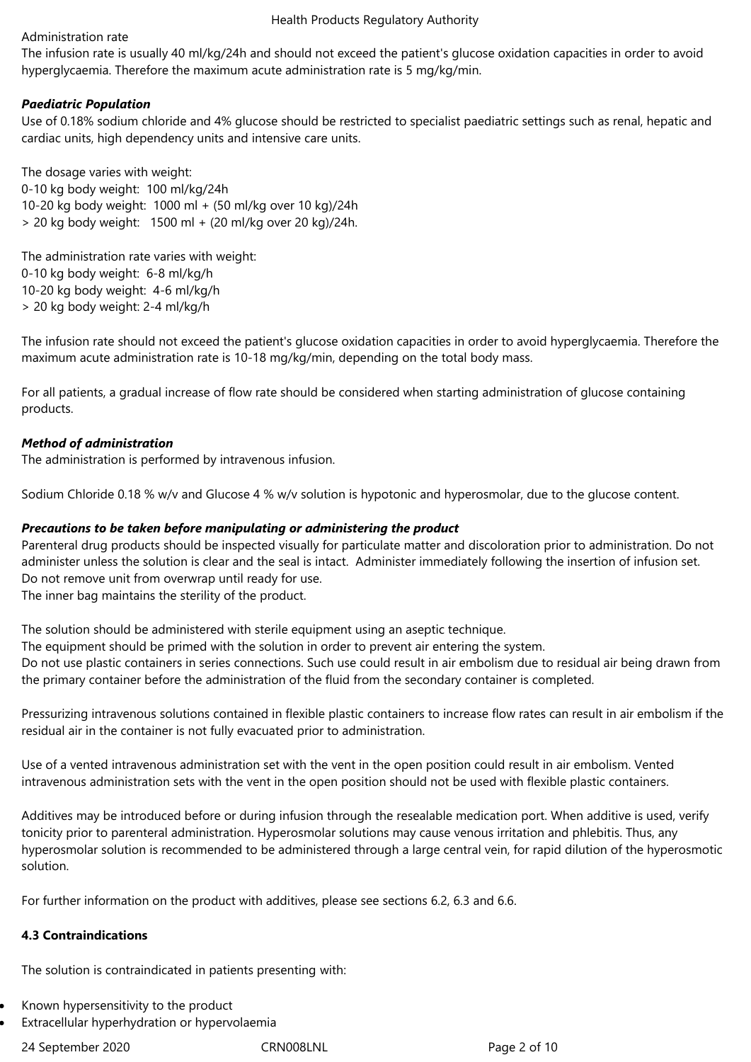Administration rate
The infusion rate is usually 40 ml/kg/24h and should not exceed the patient's glucose oxidation capacities in order to avoid hyperglycaemia. Therefore the maximum acute administration rate is 5 mg/kg/min.

***Paediatric Population***
Use of 0.18% sodium chloride and 4% glucose should be restricted to specialist paediatric settings such as renal, hepatic and cardiac units, high dependency units and intensive care units.

The dosage varies with weight:
0-10 kg body weight: 100 ml/kg/24h
10-20 kg body weight: 1000 ml + (50 ml/kg over 10 kg)/24h
> 20 kg body weight: 1500 ml + (20 ml/kg over 20 kg)/24h.

The administration rate varies with weight:
0-10 kg body weight: 6-8 ml/kg/h
10-20 kg body weight: 4-6 ml/kg/h
> 20 kg body weight: 2-4 ml/kg/h

The infusion rate should not exceed the patient's glucose oxidation capacities in order to avoid hyperglycaemia. Therefore the maximum acute administration rate is 10-18 mg/kg/min, depending on the total body mass.

For all patients, a gradual increase of flow rate should be considered when starting administration of glucose containing products.

***Method of administration***
The administration is performed by intravenous infusion.

Sodium Chloride 0.18 % w/v and Glucose 4 % w/v solution is hypotonic and hyperosmolar, due to the glucose content.

***Precautions to be taken before manipulating or administering the product***
Parenteral drug products should be inspected visually for particulate matter and discoloration prior to administration. Do not administer unless the solution is clear and the seal is intact. Administer immediately following the insertion of infusion set.
Do not remove unit from overwrap until ready for use.
The inner bag maintains the sterility of the product.

The solution should be administered with sterile equipment using an aseptic technique.
The equipment should be primed with the solution in order to prevent air entering the system.
Do not use plastic containers in series connections. Such use could result in air embolism due to residual air being drawn from the primary container before the administration of the fluid from the secondary container is completed.

Pressurizing intravenous solutions contained in flexible plastic containers to increase flow rates can result in air embolism if the residual air in the container is not fully evacuated prior to administration.

Use of a vented intravenous administration set with the vent in the open position could result in air embolism. Vented intravenous administration sets with the vent in the open position should not be used with flexible plastic containers.

Additives may be introduced before or during infusion through the resealable medication port. When additive is used, verify tonicity prior to parenteral administration. Hyperosmolar solutions may cause venous irritation and phlebitis. Thus, any hyperosmolar solution is recommended to be administered through a large central vein, for rapid dilution of the hyperosmotic solution.

For further information on the product with additives, please see sections 6.2, 6.3 and 6.6.

**4.3 Contraindications**

The solution is contraindicated in patients presenting with:

- Known hypersensitivity to the product
- Extracellular hyperhydration or hypervolaemia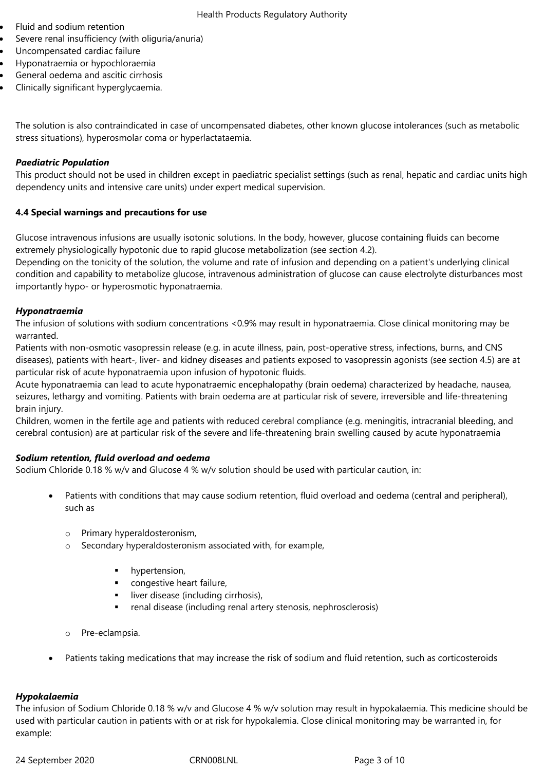- Fluid and sodium retention
- Severe renal insufficiency (with oliguria/anuria)
- Uncompensated cardiac failure
- Hyponatraemia or hypochloraemia
- General oedema and ascitic cirrhosis
- Clinically significant hyperglycaemia.

The solution is also contraindicated in case of uncompensated diabetes, other known glucose intolerances (such as metabolic stress situations), hyperosmolar coma or hyperlactataemia.

***Paediatric Population***

This product should not be used in children except in paediatric specialist settings (such as renal, hepatic and cardiac units high dependency units and intensive care units) under expert medical supervision.

**4.4 Special warnings and precautions for use**

Glucose intravenous infusions are usually isotonic solutions. In the body, however, glucose containing fluids can become extremely physiologically hypotonic due to rapid glucose metabolization (see section 4.2).
Depending on the tonicity of the solution, the volume and rate of infusion and depending on a patient's underlying clinical condition and capability to metabolize glucose, intravenous administration of glucose can cause electrolyte disturbances most importantly hypo- or hyperosmotic hyponatraemia.

***Hyponatraemia***

The infusion of solutions with sodium concentrations <0.9% may result in hyponatraemia. Close clinical monitoring may be warranted.
Patients with non-osmotic vasopressin release (e.g. in acute illness, pain, post-operative stress, infections, burns, and CNS diseases), patients with heart-, liver- and kidney diseases and patients exposed to vasopressin agonists (see section 4.5) are at particular risk of acute hyponatraemia upon infusion of hypotonic fluids.
Acute hyponatraemia can lead to acute hyponatraemic encephalopathy (brain oedema) characterized by headache, nausea, seizures, lethargy and vomiting. Patients with brain oedema are at particular risk of severe, irreversible and life-threatening brain injury.
Children, women in the fertile age and patients with reduced cerebral compliance (e.g. meningitis, intracranial bleeding, and cerebral contusion) are at particular risk of the severe and life-threatening brain swelling caused by acute hyponatraemia

***Sodium retention, fluid overload and oedema***

Sodium Chloride 0.18 % w/v and Glucose 4 % w/v solution should be used with particular caution, in:

- Patients with conditions that may cause sodium retention, fluid overload and oedema (central and peripheral), such as
  - Primary hyperaldosteronism,
  - Secondary hyperaldosteronism associated with, for example,
    - hypertension,
    - congestive heart failure,
    - liver disease (including cirrhosis),
    - renal disease (including renal artery stenosis, nephrosclerosis)
  - Pre-eclampsia.
- Patients taking medications that may increase the risk of sodium and fluid retention, such as corticosteroids

***Hypokalaemia***

The infusion of Sodium Chloride 0.18 % w/v and Glucose 4 % w/v solution may result in hypokalaemia. This medicine should be used with particular caution in patients with or at risk for hypokalemia. Close clinical monitoring may be warranted in, for example: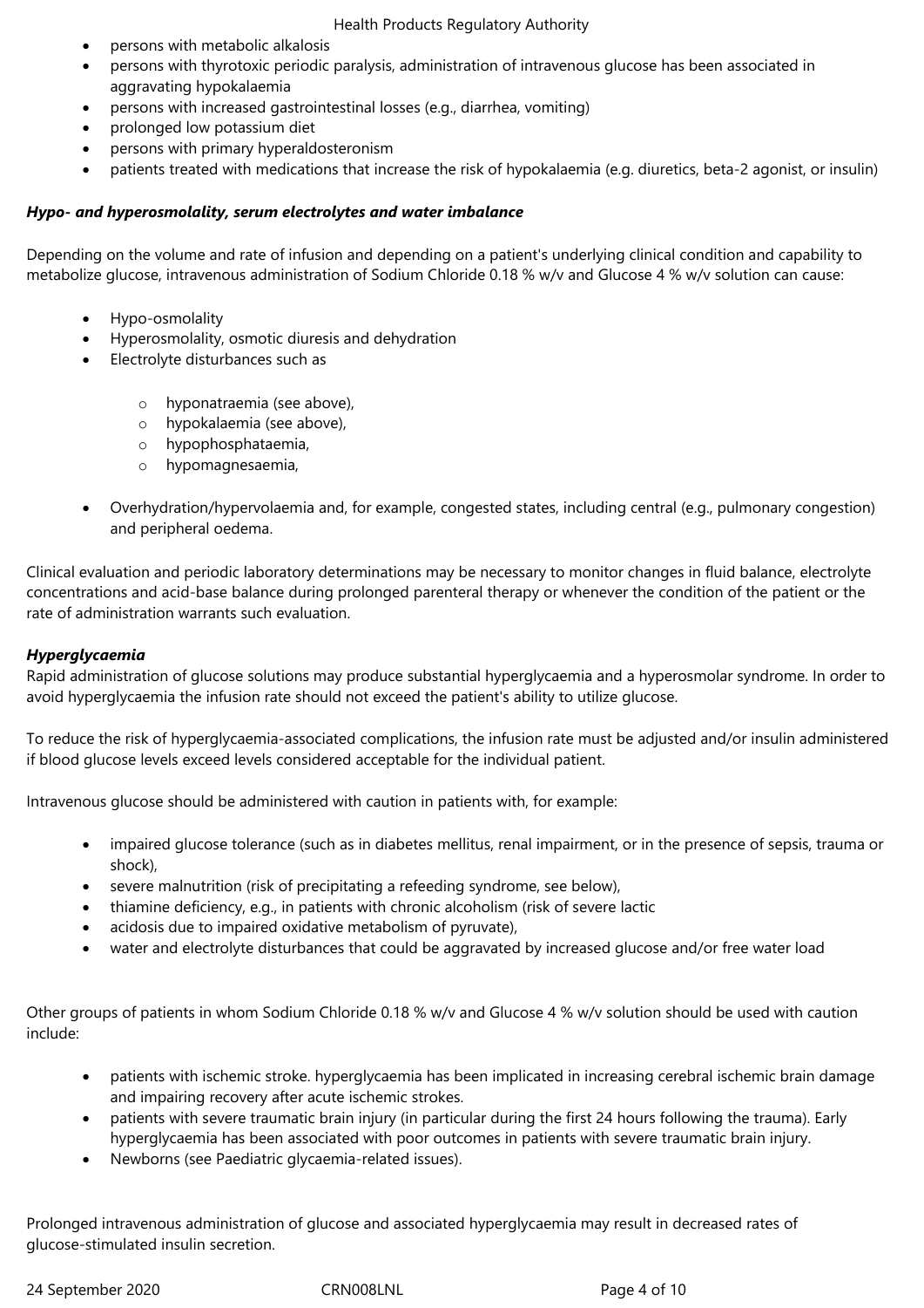- persons with metabolic alkalosis
- persons with thyrotoxic periodic paralysis, administration of intravenous glucose has been associated in aggravating hypokalaemia
- persons with increased gastrointestinal losses (e.g., diarrhea, vomiting)
- prolonged low potassium diet
- persons with primary hyperaldosteronism
- patients treated with medications that increase the risk of hypokalaemia (e.g. diuretics, beta-2 agonist, or insulin)

***Hypo- and hyperosmolality, serum electrolytes and water imbalance***

Depending on the volume and rate of infusion and depending on a patient's underlying clinical condition and capability to metabolize glucose, intravenous administration of Sodium Chloride 0.18 % w/v and Glucose 4 % w/v solution can cause:

- Hypo-osmolality
- Hyperosmolality, osmotic diuresis and dehydration
- Electrolyte disturbances such as
    - hyponatraemia (see above),
    - hypokalaemia (see above),
    - hypophosphataemia,
    - hypomagnesaemia,
- Overhydration/hypervolaemia and, for example, congested states, including central (e.g., pulmonary congestion) and peripheral oedema.

Clinical evaluation and periodic laboratory determinations may be necessary to monitor changes in fluid balance, electrolyte concentrations and acid-base balance during prolonged parenteral therapy or whenever the condition of the patient or the rate of administration warrants such evaluation.

***Hyperglycaemia***

Rapid administration of glucose solutions may produce substantial hyperglycaemia and a hyperosmolar syndrome. In order to avoid hyperglycaemia the infusion rate should not exceed the patient's ability to utilize glucose.

To reduce the risk of hyperglycaemia-associated complications, the infusion rate must be adjusted and/or insulin administered if blood glucose levels exceed levels considered acceptable for the individual patient.

Intravenous glucose should be administered with caution in patients with, for example:

- impaired glucose tolerance (such as in diabetes mellitus, renal impairment, or in the presence of sepsis, trauma or shock),
- severe malnutrition (risk of precipitating a refeeding syndrome, see below),
- thiamine deficiency, e.g., in patients with chronic alcoholism (risk of severe lactic
- acidosis due to impaired oxidative metabolism of pyruvate),
- water and electrolyte disturbances that could be aggravated by increased glucose and/or free water load

Other groups of patients in whom Sodium Chloride 0.18 % w/v and Glucose 4 % w/v solution should be used with caution include:

- patients with ischemic stroke. hyperglycaemia has been implicated in increasing cerebral ischemic brain damage and impairing recovery after acute ischemic strokes.
- patients with severe traumatic brain injury (in particular during the first 24 hours following the trauma). Early hyperglycaemia has been associated with poor outcomes in patients with severe traumatic brain injury.
- Newborns (see Paediatric glycaemia-related issues).

Prolonged intravenous administration of glucose and associated hyperglycaemia may result in decreased rates of glucose-stimulated insulin secretion.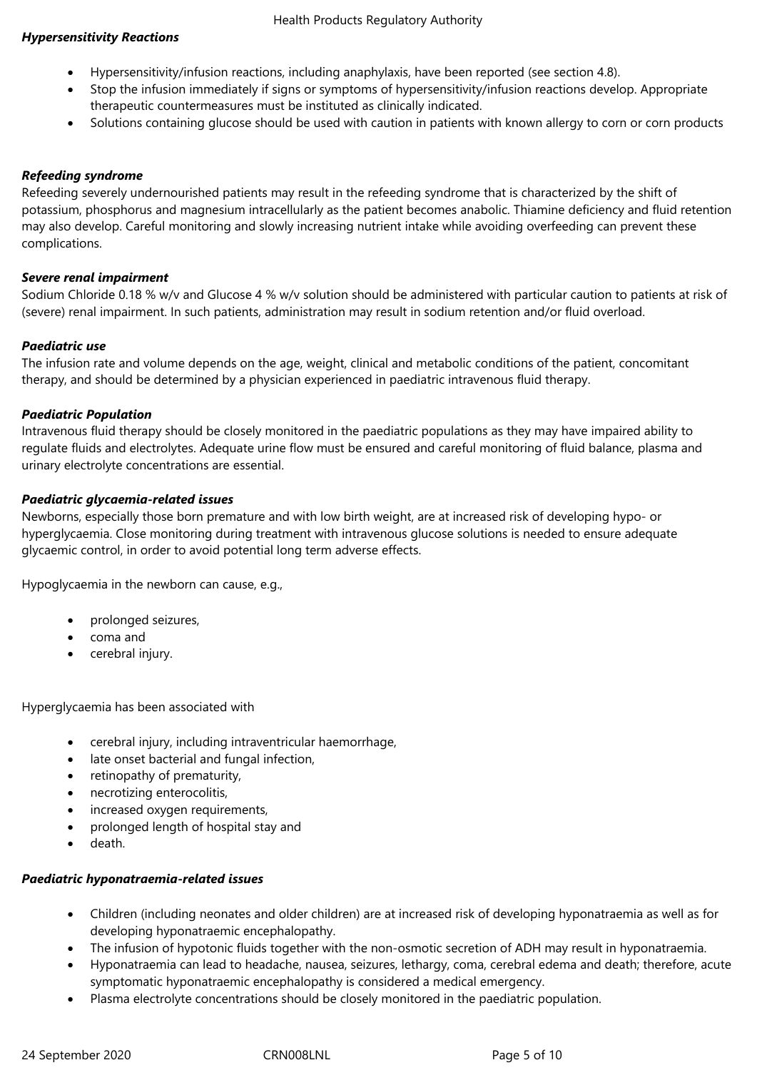***Hypersensitivity Reactions***

- Hypersensitivity/infusion reactions, including anaphylaxis, have been reported (see section 4.8).
- Stop the infusion immediately if signs or symptoms of hypersensitivity/infusion reactions develop. Appropriate therapeutic countermeasures must be instituted as clinically indicated.
- Solutions containing glucose should be used with caution in patients with known allergy to corn or corn products

***Refeeding syndrome***

Refeeding severely undernourished patients may result in the refeeding syndrome that is characterized by the shift of potassium, phosphorus and magnesium intracellularly as the patient becomes anabolic. Thiamine deficiency and fluid retention may also develop. Careful monitoring and slowly increasing nutrient intake while avoiding overfeeding can prevent these complications.

***Severe renal impairment***

Sodium Chloride 0.18 % w/v and Glucose 4 % w/v solution should be administered with particular caution to patients at risk of (severe) renal impairment. In such patients, administration may result in sodium retention and/or fluid overload.

***Paediatric use***

The infusion rate and volume depends on the age, weight, clinical and metabolic conditions of the patient, concomitant therapy, and should be determined by a physician experienced in paediatric intravenous fluid therapy.

***Paediatric Population***

Intravenous fluid therapy should be closely monitored in the paediatric populations as they may have impaired ability to regulate fluids and electrolytes. Adequate urine flow must be ensured and careful monitoring of fluid balance, plasma and urinary electrolyte concentrations are essential.

***Paediatric glycaemia-related issues***

Newborns, especially those born premature and with low birth weight, are at increased risk of developing hypo- or hyperglycaemia. Close monitoring during treatment with intravenous glucose solutions is needed to ensure adequate glycaemic control, in order to avoid potential long term adverse effects.

Hypoglycaemia in the newborn can cause, e.g.,

- prolonged seizures,
- coma and
- cerebral injury.

Hyperglycaemia has been associated with

- cerebral injury, including intraventricular haemorrhage,
- late onset bacterial and fungal infection,
- retinopathy of prematurity,
- necrotizing enterocolitis,
- increased oxygen requirements,
- prolonged length of hospital stay and
- death.

***Paediatric hyponatraemia-related issues***

- Children (including neonates and older children) are at increased risk of developing hyponatraemia as well as for developing hyponatraemic encephalopathy.
- The infusion of hypotonic fluids together with the non-osmotic secretion of ADH may result in hyponatraemia.
- Hyponatraemia can lead to headache, nausea, seizures, lethargy, coma, cerebral edema and death; therefore, acute symptomatic hyponatraemic encephalopathy is considered a medical emergency.
- Plasma electrolyte concentrations should be closely monitored in the paediatric population.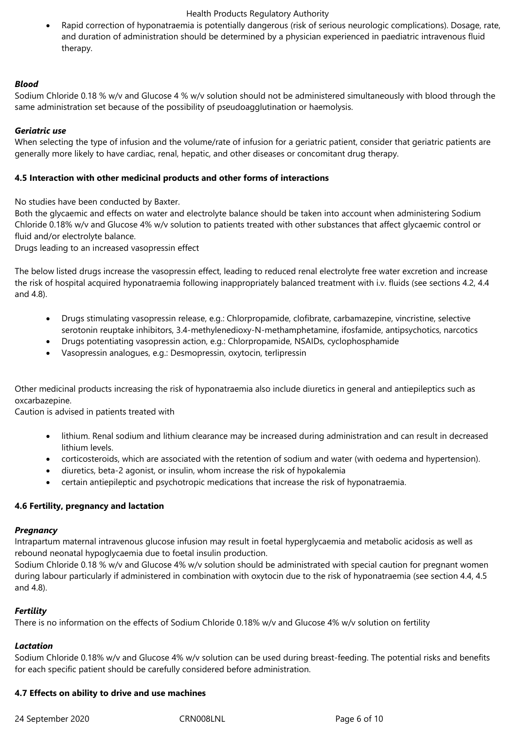- Rapid correction of hyponatraemia is potentially dangerous (risk of serious neurologic complications). Dosage, rate, and duration of administration should be determined by a physician experienced in paediatric intravenous fluid therapy.

***Blood***

Sodium Chloride 0.18 % w/v and Glucose 4 % w/v solution should not be administered simultaneously with blood through the same administration set because of the possibility of pseudoagglutination or haemolysis.

***Geriatric use***

When selecting the type of infusion and the volume/rate of infusion for a geriatric patient, consider that geriatric patients are generally more likely to have cardiac, renal, hepatic, and other diseases or concomitant drug therapy.

**4.5 Interaction with other medicinal products and other forms of interactions**

No studies have been conducted by Baxter.

Both the glycaemic and effects on water and electrolyte balance should be taken into account when administering Sodium Chloride 0.18% w/v and Glucose 4% w/v solution to patients treated with other substances that affect glycaemic control or fluid and/or electrolyte balance.

Drugs leading to an increased vasopressin effect

The below listed drugs increase the vasopressin effect, leading to reduced renal electrolyte free water excretion and increase the risk of hospital acquired hyponatraemia following inappropriately balanced treatment with i.v. fluids (see sections 4.2, 4.4 and 4.8).

- Drugs stimulating vasopressin release, e.g.: Chlorpropamide, clofibrate, carbamazepine, vincristine, selective serotonin reuptake inhibitors, 3.4-methylenedioxy-N-methamphetamine, ifosfamide, antipsychotics, narcotics
- Drugs potentiating vasopressin action, e.g.: Chlorpropamide, NSAIDs, cyclophosphamide
- Vasopressin analogues, e.g.: Desmopressin, oxytocin, terlipressin

Other medicinal products increasing the risk of hyponatraemia also include diuretics in general and antiepileptics such as oxcarbazepine.

Caution is advised in patients treated with

- lithium. Renal sodium and lithium clearance may be increased during administration and can result in decreased lithium levels.
- corticosteroids, which are associated with the retention of sodium and water (with oedema and hypertension).
- diuretics, beta-2 agonist, or insulin, whom increase the risk of hypokalemia
- certain antiepileptic and psychotropic medications that increase the risk of hyponatraemia.

**4.6 Fertility, pregnancy and lactation**

***Pregnancy***

Intrapartum maternal intravenous glucose infusion may result in foetal hyperglycaemia and metabolic acidosis as well as rebound neonatal hypoglycaemia due to foetal insulin production.

Sodium Chloride 0.18 % w/v and Glucose 4% w/v solution should be administrated with special caution for pregnant women during labour particularly if administered in combination with oxytocin due to the risk of hyponatraemia (see section 4.4, 4.5 and 4.8).

***Fertility***

There is no information on the effects of Sodium Chloride 0.18% w/v and Glucose 4% w/v solution on fertility

***Lactation***

Sodium Chloride 0.18% w/v and Glucose 4% w/v solution can be used during breast-feeding. The potential risks and benefits for each specific patient should be carefully considered before administration.

**4.7 Effects on ability to drive and use machines**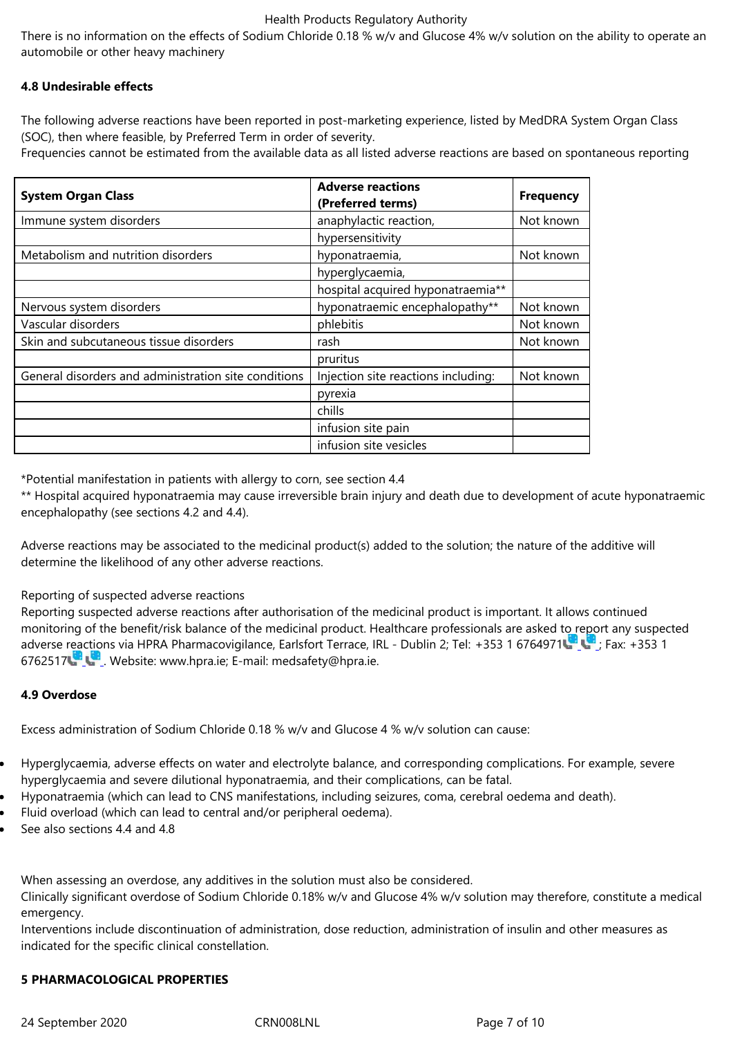There is no information on the effects of Sodium Chloride 0.18 % w/v and Glucose 4% w/v solution on the ability to operate an automobile or other heavy machinery

### 4.8 Undesirable effects

The following adverse reactions have been reported in post-marketing experience, listed by MedDRA System Organ Class (SOC), then where feasible, by Preferred Term in order of severity.
Frequencies cannot be estimated from the available data as all listed adverse reactions are based on spontaneous reporting

| System Organ Class | Adverse reactions (Preferred terms) | Frequency |
|---|---|---|
| Immune system disorders | anaphylactic reaction, | Not known |
| | hypersensitivity | |
| Metabolism and nutrition disorders | hyponatraemia, | Not known |
| | hyperglycaemia, | |
| | hospital acquired hyponatraemia** | |
| Nervous system disorders | hyponatraemic encephalopathy** | Not known |
| Vascular disorders | phlebitis | Not known |
| Skin and subcutaneous tissue disorders | rash | Not known |
| | pruritus | |
| General disorders and administration site conditions | Injection site reactions including: | Not known |
| | pyrexia | |
| | chills | |
| | infusion site pain | |
| | infusion site vesicles | |

*Potential manifestation in patients with allergy to corn, see section 4.4
** Hospital acquired hyponatraemia may cause irreversible brain injury and death due to development of acute hyponatraemic encephalopathy (see sections 4.2 and 4.4).

Adverse reactions may be associated to the medicinal product(s) added to the solution; the nature of the additive will determine the likelihood of any other adverse reactions.

Reporting of suspected adverse reactions
Reporting suspected adverse reactions after authorisation of the medicinal product is important. It allows continued monitoring of the benefit/risk balance of the medicinal product. Healthcare professionals are asked to report any suspected adverse reactions via HPRA Pharmacovigilance, Earlsfort Terrace, IRL - Dublin 2; Tel: +353 1 6764971; Fax: +353 1 6762517. Website: www.hpra.ie; E-mail: medsafety@hpra.ie.

### 4.9 Overdose

Excess administration of Sodium Chloride 0.18 % w/v and Glucose 4 % w/v solution can cause:

- Hyperglycaemia, adverse effects on water and electrolyte balance, and corresponding complications. For example, severe hyperglycaemia and severe dilutional hyponatraemia, and their complications, can be fatal.
- Hyponatraemia (which can lead to CNS manifestations, including seizures, coma, cerebral oedema and death).
- Fluid overload (which can lead to central and/or peripheral oedema).
- See also sections 4.4 and 4.8

When assessing an overdose, any additives in the solution must also be considered.
Clinically significant overdose of Sodium Chloride 0.18% w/v and Glucose 4% w/v solution may therefore, constitute a medical emergency.
Interventions include discontinuation of administration, dose reduction, administration of insulin and other measures as indicated for the specific clinical constellation.

## 5 PHARMACOLOGICAL PROPERTIES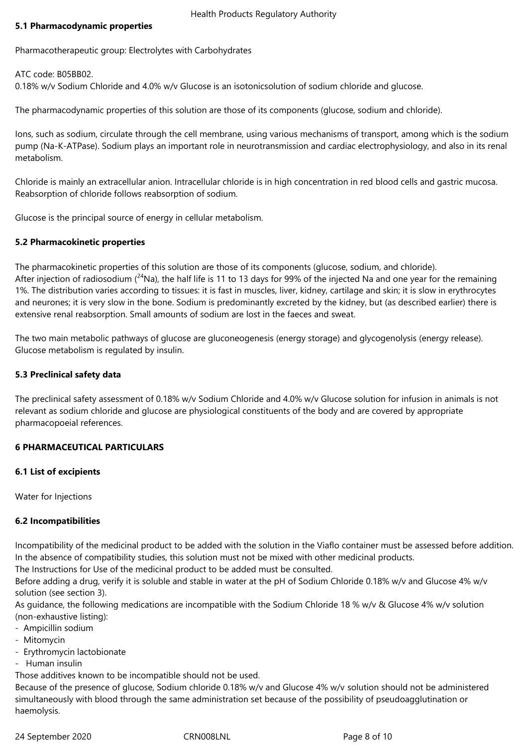### 5.1 Pharmacodynamic properties

Pharmacotherapeutic group: Electrolytes with Carbohydrates

ATC code: B05BB02.

0.18% w/v Sodium Chloride and 4.0% w/v Glucose is an isotonicsolution of sodium chloride and glucose.

The pharmacodynamic properties of this solution are those of its components (glucose, sodium and chloride).

Ions, such as sodium, circulate through the cell membrane, using various mechanisms of transport, among which is the sodium pump (Na-K-ATPase). Sodium plays an important role in neurotransmission and cardiac electrophysiology, and also in its renal metabolism.

Chloride is mainly an extracellular anion. Intracellular chloride is in high concentration in red blood cells and gastric mucosa. Reabsorption of chloride follows reabsorption of sodium.

Glucose is the principal source of energy in cellular metabolism.

### 5.2 Pharmacokinetic properties

The pharmacokinetic properties of this solution are those of its components (glucose, sodium, and chloride).

After injection of radiosodium ($^{24}Na$), the half life is 11 to 13 days for 99% of the injected Na and one year for the remaining 1%. The distribution varies according to tissues: it is fast in muscles, liver, kidney, cartilage and skin; it is slow in erythrocytes and neurones; it is very slow in the bone. Sodium is predominantly excreted by the kidney, but (as described earlier) there is extensive renal reabsorption. Small amounts of sodium are lost in the faeces and sweat.

The two main metabolic pathways of glucose are gluconeogenesis (energy storage) and glycogenolysis (energy release). Glucose metabolism is regulated by insulin.

### 5.3 Preclinical safety data

The preclinical safety assessment of 0.18% w/v Sodium Chloride and 4.0% w/v Glucose solution for infusion in animals is not relevant as sodium chloride and glucose are physiological constituents of the body and are covered by appropriate pharmacopoeial references.

## 6 PHARMACEUTICAL PARTICULARS

### 6.1 List of excipients

Water for Injections

### 6.2 Incompatibilities

Incompatibility of the medicinal product to be added with the solution in the Viaflo container must be assessed before addition. In the absence of compatibility studies, this solution must not be mixed with other medicinal products.

The Instructions for Use of the medicinal product to be added must be consulted.

Before adding a drug, verify it is soluble and stable in water at the pH of Sodium Chloride 0.18% w/v and Glucose 4% w/v solution (see section 3).

As guidance, the following medications are incompatible with the Sodium Chloride 18 % w/v & Glucose 4% w/v solution (non-exhaustive listing):

- Ampicillin sodium
- Mitomycin
- Erythromycin lactobionate
- Human insulin

Those additives known to be incompatible should not be used.

Because of the presence of glucose, Sodium chloride 0.18% w/v and Glucose 4% w/v solution should not be administered simultaneously with blood through the same administration set because of the possibility of pseudoagglutination or haemolysis.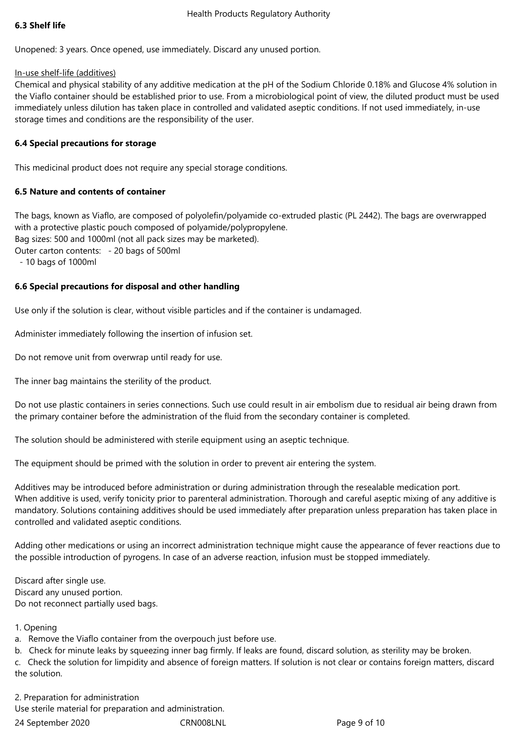**6.3 Shelf life**

Unopened: 3 years. Once opened, use immediately. Discard any unused portion.

In-use shelf-life (additives)

Chemical and physical stability of any additive medication at the pH of the Sodium Chloride 0.18% and Glucose 4% solution in the Viaflo container should be established prior to use. From a microbiological point of view, the diluted product must be used immediately unless dilution has taken place in controlled and validated aseptic conditions. If not used immediately, in-use storage times and conditions are the responsibility of the user.

**6.4 Special precautions for storage**

This medicinal product does not require any special storage conditions.

**6.5 Nature and contents of container**

The bags, known as Viaflo, are composed of polyolefin/polyamide co-extruded plastic (PL 2442). The bags are overwrapped with a protective plastic pouch composed of polyamide/polypropylene.
Bag sizes: 500 and 1000ml (not all pack sizes may be marketed).
Outer carton contents: - 20 bags of 500ml
- 10 bags of 1000ml

**6.6 Special precautions for disposal and other handling**

Use only if the solution is clear, without visible particles and if the container is undamaged.

Administer immediately following the insertion of infusion set.

Do not remove unit from overwrap until ready for use.

The inner bag maintains the sterility of the product.

Do not use plastic containers in series connections. Such use could result in air embolism due to residual air being drawn from the primary container before the administration of the fluid from the secondary container is completed.

The solution should be administered with sterile equipment using an aseptic technique.

The equipment should be primed with the solution in order to prevent air entering the system.

Additives may be introduced before administration or during administration through the resealable medication port.
When additive is used, verify tonicity prior to parenteral administration. Thorough and careful aseptic mixing of any additive is mandatory. Solutions containing additives should be used immediately after preparation unless preparation has taken place in controlled and validated aseptic conditions.

Adding other medications or using an incorrect administration technique might cause the appearance of fever reactions due to the possible introduction of pyrogens. In case of an adverse reaction, infusion must be stopped immediately.

Discard after single use.
Discard any unused portion.
Do not reconnect partially used bags.

1. Opening

a. Remove the Viaflo container from the overpouch just before use.

b. Check for minute leaks by squeezing inner bag firmly. If leaks are found, discard solution, as sterility may be broken.

c. Check the solution for limpidity and absence of foreign matters. If solution is not clear or contains foreign matters, discard the solution.

2. Preparation for administration

Use sterile material for preparation and administration.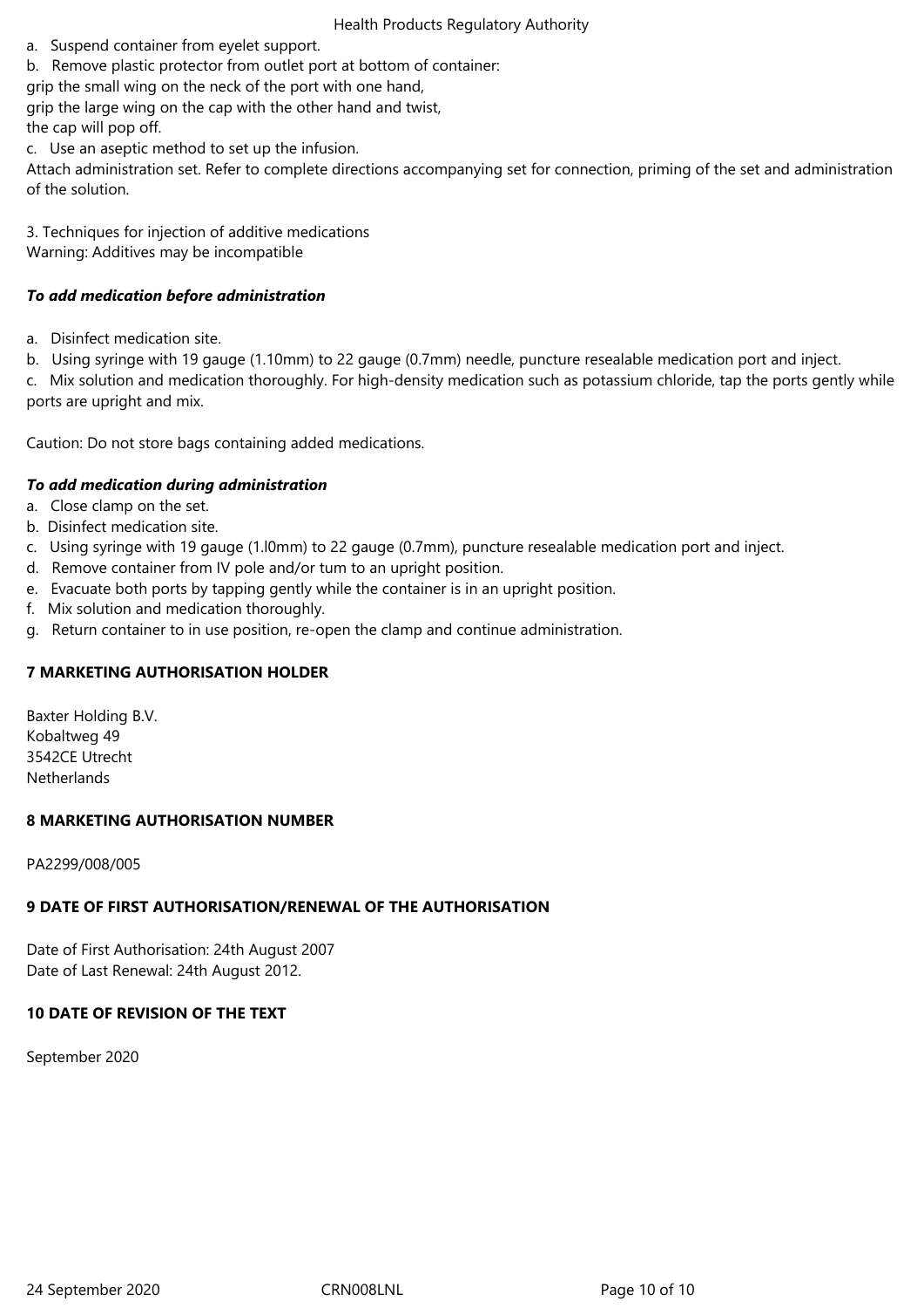a. Suspend container from eyelet support.

b. Remove plastic protector from outlet port at bottom of container:
grip the small wing on the neck of the port with one hand,
grip the large wing on the cap with the other hand and twist,
the cap will pop off.

c. Use an aseptic method to set up the infusion.
Attach administration set. Refer to complete directions accompanying set for connection, priming of the set and administration of the solution.

3. Techniques for injection of additive medications
Warning: Additives may be incompatible

***To add medication before administration***

a. Disinfect medication site.

b. Using syringe with 19 gauge (1.10mm) to 22 gauge (0.7mm) needle, puncture resealable medication port and inject.

c. Mix solution and medication thoroughly. For high-density medication such as potassium chloride, tap the ports gently while ports are upright and mix.

Caution: Do not store bags containing added medications.

***To add medication during administration***

a. Close clamp on the set.
b. Disinfect medication site.
c. Using syringe with 19 gauge (1.l0mm) to 22 gauge (0.7mm), puncture resealable medication port and inject.
d. Remove container from IV pole and/or tum to an upright position.
e. Evacuate both ports by tapping gently while the container is in an upright position.
f. Mix solution and medication thoroughly.
g. Return container to in use position, re-open the clamp and continue administration.

## 7 MARKETING AUTHORISATION HOLDER

Baxter Holding B.V.
Kobaltweg 49
3542CE Utrecht
Netherlands

## 8 MARKETING AUTHORISATION NUMBER

PA2299/008/005

## 9 DATE OF FIRST AUTHORISATION/RENEWAL OF THE AUTHORISATION

Date of First Authorisation: 24th August 2007
Date of Last Renewal: 24th August 2012.

## 10 DATE OF REVISION OF THE TEXT

September 2020